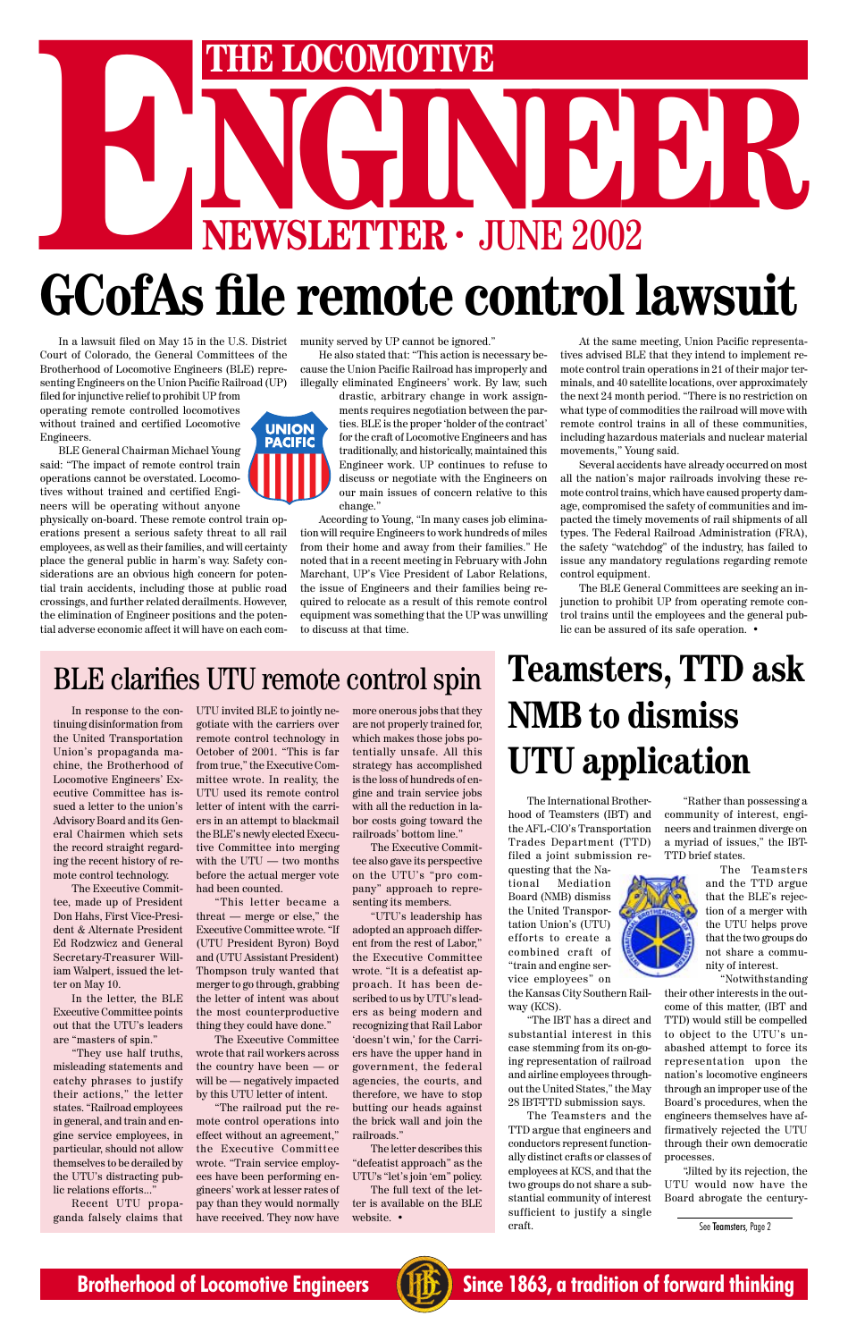# THE LOCOMOTIVE ENGINEER

## NEWSLETTER · JUNE 2002

# GCofAs file remote control lawsuit

In a lawsuit filed on May 15 in the U.S. District Court of Colorado, the General Committees of the Brotherhood of Locomotive Engineers (BLE) representing Engineers on the Union Pacific Railroad (UP) filed for injunctive relief to prohibit UP from operating remote controlled locomotives without trained and certified Locomotive Engineers.

BLE General Chairman Michael Young said: "The impact of remote control train operations cannot be overstated. Locomotives without trained and certified Engineers will be operating without anyone physically on-board. These remote control train operations present a serious safety threat to all rail employees, as well as their families, and will certainty place the general public in harm's way. Safety considerations are an obvious high concern for potential train accidents, including those at public road crossings, and further related derailments. However, the elimination of Engineer positions and the potential adverse economic affect it will have on each community served by UP cannot be ignored."

He also stated that: "This action is necessary because the Union Pacific Railroad has improperly and illegally eliminated Engineers' work. By law, such drastic, arbitrary change in work assignments requires negotiation between the parties. BLE is the proper 'holder of the contract' for the craft of Locomotive Engineers and has traditionally, and historically, maintained this Engineer work. UP continues to refuse to discuss or negotiate with the Engineers on our main issues of concern relative to this change."

According to Young, "In many cases job elimination will require Engineers to work hundreds of miles from their home and away from their families." He noted that in a recent meeting in February with John Marchant, UP's Vice President of Labor Relations, the issue of Engineers and their families being required to relocate as a result of this remote control equipment was something that the UP was unwilling to discuss at that time.

At the same meeting, Union Pacific representatives advised BLE that they intend to implement remote control train operations in 21 of their major terminals, and 40 satellite locations, over approximately the next 24 month period. "There is no restriction on what type of commodities the railroad will move with remote control trains in all of these communities, including hazardous materials and nuclear material movements," Young said.

Several accidents have already occurred on most all the nation's major railroads involving these remote control trains, which have caused property damage, compromised the safety of communities and impacted the timely movements of rail shipments of all types. The Federal Railroad Administration (FRA), the safety "watchdog" of the industry, has failed to issue any mandatory regulations regarding remote control equipment.

The BLE General Committees are seeking an injunction to prohibit UP from operating remote control trains until the employees and the general public can be assured of its safe operation. •

## BLE clarifies UTU remote control spin

In response to the continuing disinformation from the United Transportation Union's propaganda machine, the Brotherhood of Locomotive Engineers' Executive Committee has issued a letter to the union's Advisory Board and its General Chairmen which sets the record straight regarding the recent history of remote control technology.

The Executive Committee, made up of President Don Hahs, First Vice-President & Alternate President Ed Rodzwicz and General Secretary-Treasurer William Walpert, issued the letter on May 10.

In the letter, the BLE Executive Committee points out that the UTU's leaders are "masters of spin."

"They use half truths, misleading statements and catchy phrases to justify their actions," the letter states. "Railroad employees in general, and train and engine service employees, in particular, should not allow themselves to be derailed by the UTU's distracting public relations efforts..."

Recent UTU propaganda falsely claims that UTU invited BLE to jointly negotiate with the carriers over remote control technology in October of 2001. "This is far from true," the Executive Committee wrote. In reality, the UTU used its remote control letter of intent with the carriers in an attempt to blackmail the BLE's newly elected Executive Committee into merging with the UTU — two months before the actual merger vote had been counted.

"This letter became a threat — merge or else," the Executive Committee wrote. "If (UTU President Byron) Boyd and (UTU Assistant President) Thompson truly wanted that merger to go through, grabbing the letter of intent was about the most counterproductive thing they could have done."

The Executive Committee wrote that rail workers across the country have been — or will be — negatively impacted by this UTU letter of intent.

"The railroad put the remote control operations into effect without an agreement," the Executive Committee wrote. "Train service employees have been performing engineers' work at lesser rates of pay than they would normally have received. They now have more onerous jobs that they are not properly trained for, which makes those jobs potentially unsafe. All this strategy has accomplished is the loss of hundreds of engine and train service jobs with all the reduction in labor costs going toward the railroads' bottom line."

The Executive Committee also gave its perspective on the UTU's "pro company" approach to representing its members.

"UTU's leadership has adopted an approach different from the rest of Labor," the Executive Committee wrote. "It is a defeatist approach. It has been described to us by UTU's leaders as being modern and recognizing that Rail Labor 'doesn't win,' for the Carriers have the upper hand in government, the federal agencies, the courts, and therefore, we have to stop butting our heads against the brick wall and join the railroads."

The letter describes this "defeatist approach" as the UTU's "let's join 'em" policy.

The full text of the letter is available on the BLE website. •

## Teamsters, TTD ask NMB to dismiss UTU application

The International Brotherhood of Teamsters (IBT) and the AFL-CIO's Transportation Trades Department (TTD) filed a joint submission requesting that the National Mediation Board (NMB) dismiss the United Transportation Union's (UTU) efforts to create a combined craft of "train and engine service employees" on the Kansas City Southern Railway (KCS).

"The IBT has a direct and substantial interest in this case stemming from its on-going representation of railroad and airline employees throughout the United States," the May 28 IBT-TTD submission says.

The Teamsters and the TTD argue that engineers and conductors represent functionally distinct crafts or classes of employees at KCS, and that the two groups do not share a substantial community of interest sufficient to justify a single craft.

"Rather than possessing a community of interest, engineers and trainmen diverge on a myriad of issues," the IBT-TTD brief states.

The Teamsters and the TTD argue that the BLE's rejection of a merger with the UTU helps prove that the two groups do not share a community of interest.

"Notwithstanding their other interests in the outcome of this matter, (IBT and TTD) would still be compelled to object to the UTU's unabashed attempt to force its representation upon the nation's locomotive engineers through an improper use of the Board's procedures, when the engineers themselves have affirmatively rejected the UTU through their own democratic processes.

"Jilted by its rejection, the UTU would now have the Board abrogate the century-

See Teamsters, Page 2

**Brotherhood of Locomotive Engineers** **Since 1863, a tradition of forward thinking**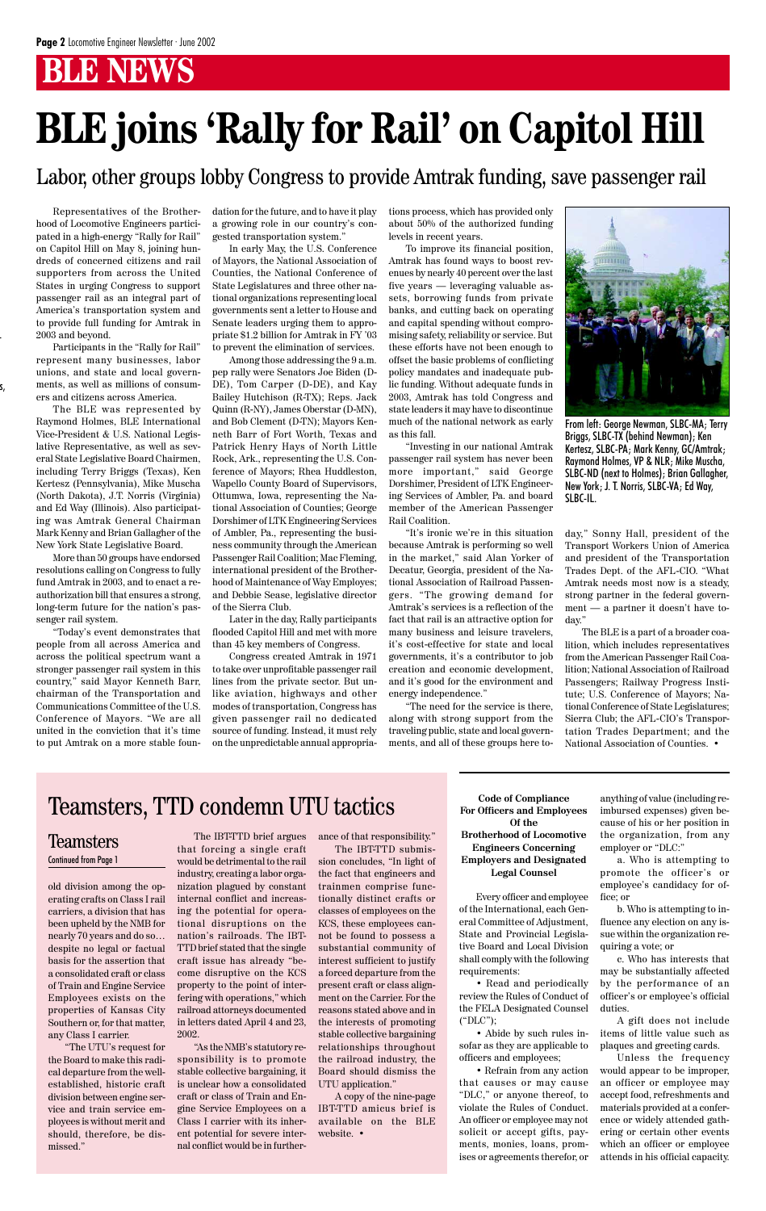# BLE NEWS

# BLE joins 'Rally for Rail' on Capitol Hill

## Labor, other groups lobby Congress to provide Amtrak funding, save passenger rail

Representatives of the Brotherhood of Locomotive Engineers participated in a high-energy "Rally for Rail" on Capitol Hill on May 8, joining hundreds of concerned citizens and rail supporters from across the United States in urging Congress to support passenger rail as an integral part of America's transportation system and to provide full funding for Amtrak in 2003 and beyond.

Participants in the "Rally for Rail" represent many businesses, labor unions, and state and local governments, as well as millions of consumers and citizens across America.

The BLE was represented by Raymond Holmes, BLE International Vice-President & U.S. National Legislative Representative, as well as several State Legislative Board Chairmen, including Terry Briggs (Texas), Ken Kertesz (Pennsylvania), Mike Muscha (North Dakota), J.T. Norris (Virginia) and Ed Way (Illinois). Also participating was Amtrak General Chairman Mark Kenny and Brian Gallagher of the New York State Legislative Board.

More than 50 groups have endorsed resolutions calling on Congress to fully fund Amtrak in 2003, and to enact a reauthorization bill that ensures a strong, long-term future for the nation's passenger rail system.

"Today's event demonstrates that people from all across America and across the political spectrum want a stronger passenger rail system in this country," said Mayor Kenneth Barr, chairman of the Transportation and Communications Committee of the U.S. Conference of Mayors. "We are all united in the conviction that it's time to put Amtrak on a more stable foundation for the future, and to have it play a growing role in our country's congested transportation system."

In early May, the U.S. Conference of Mayors, the National Association of Counties, the National Conference of State Legislatures and three other national organizations representing local governments sent a letter to House and Senate leaders urging them to appropriate $1.2 billion for Amtrak in FY '03 to prevent the elimination of services.

Among those addressing the 9 a.m. pep rally were Senators Joe Biden (D-DE), Tom Carper (D-DE), and Kay Bailey Hutchison (R-TX); Reps. Jack Quinn (R-NY), James Oberstar (D-MN), and Bob Clement (D-TN); Mayors Kenneth Barr of Fort Worth, Texas and Patrick Henry Hays of North Little Rock, Ark., representing the U.S. Conference of Mayors; Rhea Huddleston, Wapello County Board of Supervisors, Ottumwa, Iowa, representing the National Association of Counties; George Dorshimer of LTK Engineering Services of Ambler, Pa., representing the business community through the American Passenger Rail Coalition; Mac Fleming, international president of the Brotherhood of Maintenance of Way Employes; and Debbie Sease, legislative director of the Sierra Club.

Later in the day, Rally participants flooded Capitol Hill and met with more than 45 key members of Congress.

Congress created Amtrak in 1971 to take over unprofitable passenger rail lines from the private sector. But unlike aviation, highways and other modes of transportation, Congress has given passenger rail no dedicated source of funding. Instead, it must rely on the unpredictable annual appropriations process, which has provided only about 50% of the authorized funding levels in recent years.

To improve its financial position, Amtrak has found ways to boost revenues by nearly 40 percent over the last five years — leveraging valuable assets, borrowing funds from private banks, and cutting back on operating and capital spending without compromising safety, reliability or service. But these efforts have not been enough to offset the basic problems of conflicting policy mandates and inadequate public funding. Without adequate funds in 2003, Amtrak has told Congress and state leaders it may have to discontinue much of the national network as early as this fall.

"Investing in our national Amtrak passenger rail system has never been more important," said George Dorshimer, President of LTK Engineering Services of Ambler, Pa. and board member of the American Passenger Rail Coalition.

"It's ironic we're in this situation because Amtrak is performing so well in the market," said Alan Yorker of Decatur, Georgia, president of the National Association of Railroad Passengers. "The growing demand for Amtrak's services is a reflection of the fact that rail is an attractive option for many business and leisure travelers, it's cost-effective for state and local governments, it's a contributor to job creation and economic development, and it's good for the environment and energy independence."

"The need for the service is there, along with strong support from the traveling public, state and local governments, and all of these groups here today," Sonny Hall, president of the Transport Workers Union of America and president of the Transportation Trades Dept. of the AFL-CIO. "What Amtrak needs most now is a steady, strong partner in the federal government — a partner it doesn't have today."

The BLE is a part of a broader coalition, which includes representatives from the American Passenger Rail Coalition; National Association of Railroad Passengers; Railway Progress Institute; U.S. Conference of Mayors; National Conference of State Legislatures; Sierra Club; the AFL-CIO's Transportation Trades Department; and the National Association of Counties. •

From left: George Newman, SLBC-MA; Terry Briggs, SLBC-TX (behind Newman); Ken Kertesz, SLBC-PA; Mark Kenny, GC/Amtrak; Raymond Holmes, VP & NLR; Mike Muscha, SLBC-ND (next to Holmes); Brian Gallagher, New York; J. T. Norris, SLBC-VA; Ed Way, SLBC-IL.

# Teamsters, TTD condemn UTU tactics

## Teamsters

Continued from Page 1

old division among the operating crafts on Class I rail carriers, a division that has been upheld by the NMB for nearly 70 years and do so… despite no legal or factual basis for the assertion that a consolidated craft or class of Train and Engine Service Employees exists on the properties of Kansas City Southern or, for that matter, any Class I carrier.

"The UTU's request for the Board to make this radical departure from the well-established, historic craft division between engine service and train service employees is without merit and should, therefore, be dismissed."

The IBT-TTD brief argues that forcing a single craft would be detrimental to the rail industry, creating a labor organization plagued by constant internal conflict and increasing the potential for operational disruptions on the nation's railroads. The IBT-TTD brief stated that the single craft issue has already "become disruptive on the KCS property to the point of interfering with operations," which railroad attorneys documented in letters dated April 4 and 23, 2002.

"As the NMB's statutory responsibility is to promote stable collective bargaining, it is unclear how a consolidated craft or class of Train and Engine Service Employees on a Class I carrier with its inherent potential for severe internal conflict would be in furtherance of that responsibility."

The IBT-TTD submission concludes, "In light of the fact that engineers and trainmen comprise functionally distinct crafts or classes of employees on the KCS, these employees cannot be found to possess a substantial community of interest sufficient to justify a forced departure from the present craft or class alignment on the Carrier. For the reasons stated above and in the interests of promoting stable collective bargaining relationships throughout the railroad industry, the Board should dismiss the UTU application."

A copy of the nine-page IBT-TTD amicus brief is available on the BLE website. •

**Code of Compliance For Officers and Employees Of the Brotherhood of Locomotive Engineers Concerning Employers and Designated Legal Counsel**

Every officer and employee of the International, each General Committee of Adjustment, State and Provincial Legislative Board and Local Division shall comply with the following requirements:

• Read and periodically review the Rules of Conduct of the FELA Designated Counsel ("DLC");

• Abide by such rules insofar as they are applicable to officers and employees;

• Refrain from any action that causes or may cause "DLC," or anyone thereof, to violate the Rules of Conduct. An officer or employee may not solicit or accept gifts, payments, monies, loans, promises or agreements therefor, or anything of value (including reimbursed expenses) given because of his or her position in the organization, from any employer or "DLC:"

a. Who is attempting to promote the officer's or employee's candidacy for office; or

b. Who is attempting to influence any election on any issue within the organization requiring a vote; or

c. Who has interests that may be substantially affected by the performance of an officer's or employee's official duties.

A gift does not include items of little value such as plaques and greeting cards.

Unless the frequency would appear to be improper, an officer or employee may accept food, refreshments and materials provided at a conference or widely attended gathering or certain other events which an officer or employee attends in his official capacity.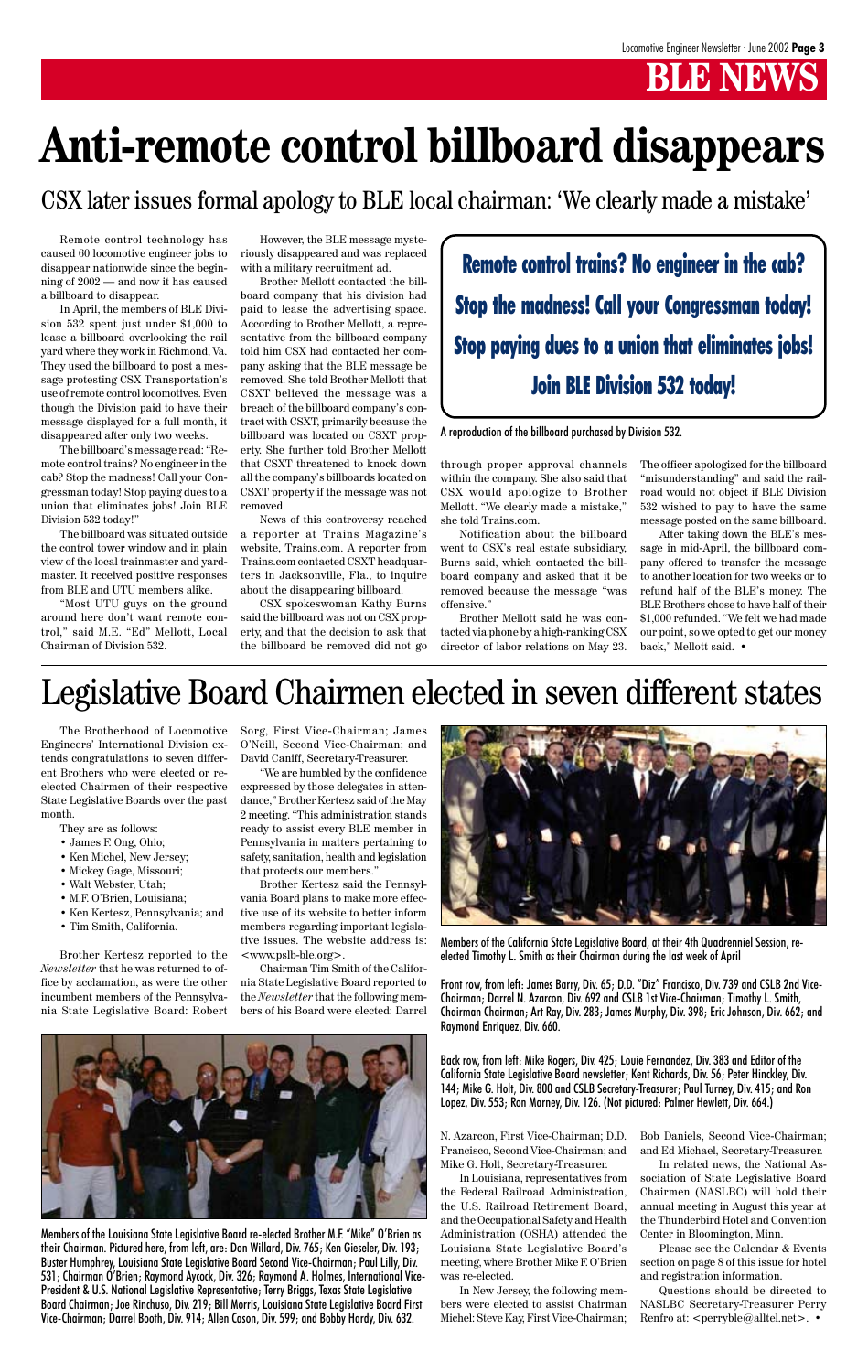# BLE NEWS

# Anti-remote control billboard disappears

## CSX later issues formal apology to BLE local chairman: 'We clearly made a mistake'

Remote control technology has caused 60 locomotive engineer jobs to disappear nationwide since the beginning of 2002 — and now it has caused a billboard to disappear.

In April, the members of BLE Division 532 spent just under $1,000 to lease a billboard overlooking the rail yard where they work in Richmond, Va. They used the billboard to post a message protesting CSX Transportation's use of remote control locomotives. Even though the Division paid to have their message displayed for a full month, it disappeared after only two weeks.

The billboard's message read: "Remote control trains? No engineer in the cab? Stop the madness! Call your Congressman today! Stop paying dues to a union that eliminates jobs! Join BLE Division 532 today!"

The billboard was situated outside the control tower window and in plain view of the local trainmaster and yardmaster. It received positive responses from BLE and UTU members alike.

"Most UTU guys on the ground around here don't want remote control," said M.E. "Ed" Mellott, Local Chairman of Division 532.

However, the BLE message mysteriously disappeared and was replaced with a military recruitment ad.

Brother Mellott contacted the billboard company that his division had paid to lease the advertising space. According to Brother Mellott, a representative from the billboard company told him CSX had contacted her company asking that the BLE message be removed. She told Brother Mellott that CSXT believed the message was a breach of the billboard company's contract with CSXT, primarily because the billboard was located on CSXT property. She further told Brother Mellott that CSXT threatened to knock down all the company's billboards located on CSXT property if the message was not removed.

News of this controversy reached a reporter at Trains Magazine's website, Trains.com. A reporter from Trains.com contacted CSXT headquarters in Jacksonville, Fla., to inquire about the disappearing billboard.

CSX spokeswoman Kathy Burns said the billboard was not on CSX property, and that the decision to ask that the billboard be removed did not go through proper approval channels within the company. She also said that CSX would apologize to Brother Mellott. "We clearly made a mistake," she told Trains.com.

Notification about the billboard went to CSX's real estate subsidiary, Burns said, which contacted the billboard company and asked that it be removed because the message "was offensive."

Brother Mellott said he was contacted via phone by a high-ranking CSX director of labor relations on May 23. The officer apologized for the billboard "misunderstanding" and said the railroad would not object if BLE Division 532 wished to pay to have the same message posted on the same billboard.

After taking down the BLE's message in mid-April, the billboard company offered to transfer the message to another location for two weeks or to refund half of the BLE's money. The BLE Brothers chose to have half of their $1,000 refunded. "We felt we had made our point, so we opted to get our money back," Mellott said. •

**Remote control trains? No engineer in the cab?**
**Stop the madness! Call your Congressman today!**
**Stop paying dues to a union that eliminates jobs!**
**Join BLE Division 532 today!**

A reproduction of the billboard purchased by Division 532.

# Legislative Board Chairmen elected in seven different states

The Brotherhood of Locomotive Engineers' International Division extends congratulations to seven different Brothers who were elected or re-elected Chairmen of their respective State Legislative Boards over the past month.

They are as follows:

- James F. Ong, Ohio;
- Ken Michel, New Jersey;
- Mickey Gage, Missouri;
- Walt Webster, Utah;
- M.F. O'Brien, Louisiana;
- Ken Kertesz, Pennsylvania; and
- Tim Smith, California.

Brother Kertesz reported to the *Newsletter* that he was returned to office by acclamation, as were the other incumbent members of the Pennsylvania State Legislative Board: Robert Sorg, First Vice-Chairman; James O'Neill, Second Vice-Chairman; and David Caniff, Secretary-Treasurer.

"We are humbled by the confidence expressed by those delegates in attendance," Brother Kertesz said of the May 2 meeting. "This administration stands ready to assist every BLE member in Pennsylvania in matters pertaining to safety, sanitation, health and legislation that protects our members."

Brother Kertesz said the Pennsylvania Board plans to make more effective use of its website to better inform members regarding important legislative issues. The website address is: <www.pslb-ble.org>.

Chairman Tim Smith of the California State Legislative Board reported to the *Newsletter* that the following members of his Board were elected: Darrel N. Azarcon, First Vice-Chairman; D.D. Francisco, Second Vice-Chairman; and Mike G. Holt, Secretary-Treasurer.

In Louisiana, representatives from the Federal Railroad Administration, the U.S. Railroad Retirement Board, and the Occupational Safety and Health Administration (OSHA) attended the Louisiana State Legislative Board's meeting, where Brother Mike F. O'Brien was re-elected.

In New Jersey, the following members were elected to assist Chairman Michel: Steve Kay, First Vice-Chairman; Bob Daniels, Second Vice-Chairman; and Ed Michael, Secretary-Treasurer.

In related news, the National Association of State Legislative Board Chairmen (NASLBC) will hold their annual meeting in August this year at the Thunderbird Hotel and Convention Center in Bloomington, Minn.

Please see the Calendar & Events section on page 8 of this issue for hotel and registration information.

Questions should be directed to NASLBC Secretary-Treasurer Perry Renfro at: <perryble@alltel.net>. •

Members of the California State Legislative Board, at their 4th Quadrennial Session, re-elected Timothy L. Smith as their Chairman during the last week of April

Front row, from left: James Barry, Div. 65; D.D. "Diz" Francisco, Div. 739 and CSLB 2nd Vice-Chairman; Darrel N. Azarcon, Div. 692 and CSLB 1st Vice-Chairman; Timothy L. Smith, Chairman Chairman; Art Ray, Div. 283; James Murphy, Div. 398; Eric Johnson, Div. 662; and Raymond Enriquez, Div. 660.

Back row, from left: Mike Rogers, Div. 425; Louie Fernandez, Div. 383 and Editor of the California State Legislative Board newsletter; Kent Richards, Div. 56; Peter Hinckley, Div. 144; Mike G. Holt, Div. 800 and CSLB Secretary-Treasurer; Paul Turney, Div. 415; and Ron Lopez, Div. 553; Ron Marney, Div. 126. (Not pictured: Palmer Hewlett, Div. 664.)

Members of the Louisiana State Legislative Board re-elected Brother M.F. "Mike" O'Brien as their Chairman. Pictured here, from left, are: Don Willard, Div. 765; Ken Gieseler, Div. 193; Buster Humphrey, Louisiana State Legislative Board Second Vice-Chairman; Paul Lilly, Div. 531; Chairman O'Brien; Raymond Aycock, Div. 326; Raymond A. Holmes, International Vice-President & U.S. National Legislative Representative; Terry Briggs, Texas State Legislative Board Chairman; Joe Rinchuso, Div. 219; Bill Morris, Louisiana State Legislative Board First Vice-Chairman; Darrel Booth, Div. 914; Allen Cason, Div. 599; and Bobby Hardy, Div. 632.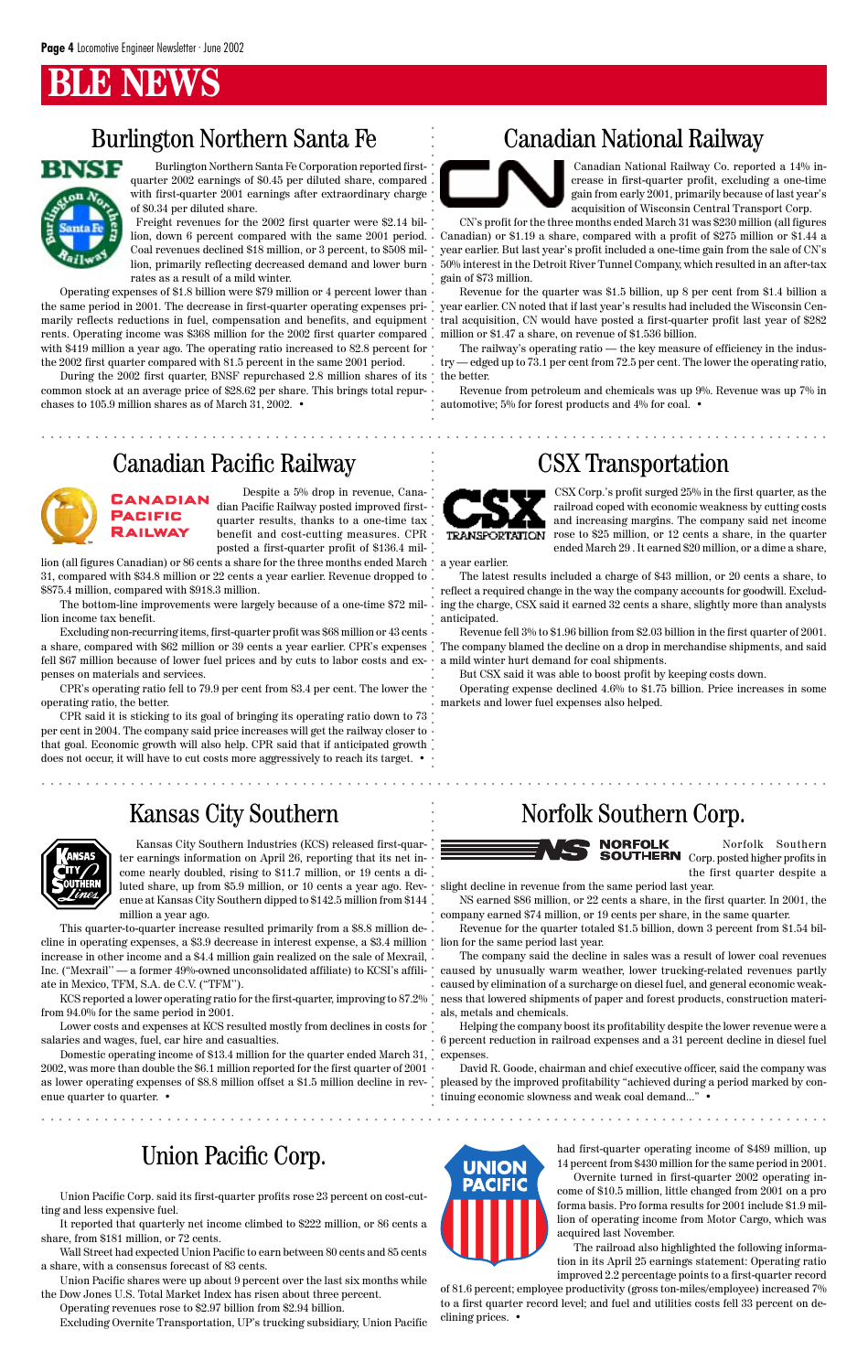# BLE NEWS

## Burlington Northern Santa Fe

Burlington Northern Santa Fe Corporation reported first-quarter 2002 earnings of $0.45 per diluted share, compared with first-quarter 2001 earnings after extraordinary charge of $0.34 per diluted share.

Freight revenues for the 2002 first quarter were $2.14 billion, down 6 percent compared with the same 2001 period. Coal revenues declined $18 million, or 3 percent, to $508 million, primarily reflecting decreased demand and lower burn rates as a result of a mild winter.

Operating expenses of $1.8 billion were $79 million or 4 percent lower than the same period in 2001. The decrease in first-quarter operating expenses primarily reflects reductions in fuel, compensation and benefits, and equipment rents. Operating income was $368 million for the 2002 first quarter compared with $419 million a year ago. The operating ratio increased to 82.8 percent for the 2002 first quarter compared with 81.5 percent in the same 2001 period.

During the 2002 first quarter, BNSF repurchased 2.8 million shares of its common stock at an average price of $28.62 per share. This brings total repurchases to 105.9 million shares as of March 31, 2002. •

## Canadian National Railway

Canadian National Railway Co. reported a 14% increase in first-quarter profit, excluding a one-time gain from early 2001, primarily because of last year's acquisition of Wisconsin Central Transport Corp.

CN's profit for the three months ended March 31 was $230 million (all figures Canadian) or $1.19 a share, compared with a profit of $275 million or $1.44 a year earlier. But last year's profit included a one-time gain from the sale of CN's 50% interest in the Detroit River Tunnel Company, which resulted in an after-tax gain of $73 million.

Revenue for the quarter was $1.5 billion, up 8 per cent from $1.4 billion a year earlier. CN noted that if last year's results had included the Wisconsin Central acquisition, CN would have posted a first-quarter profit last year of $282 million or $1.47 a share, on revenue of $1.536 billion.

The railway's operating ratio — the key measure of efficiency in the industry — edged up to 73.1 per cent from 72.5 per cent. The lower the operating ratio, the better.

Revenue from petroleum and chemicals was up 9%. Revenue was up 7% in automotive; 5% for forest products and 4% for coal. •

## Canadian Pacific Railway

Despite a 5% drop in revenue, Canadian Pacific Railway posted improved first-quarter results, thanks to a one-time tax benefit and cost-cutting measures. CPR posted a first-quarter profit of $136.4 million (all figures Canadian) or 86 cents a share for the three months ended March 31, compared with $34.8 million or 22 cents a year earlier. Revenue dropped to $875.4 million, compared with $918.3 million.

The bottom-line improvements were largely because of a one-time $72 million income tax benefit.

Excluding non-recurring items, first-quarter profit was $68 million or 43 cents a share, compared with $62 million or 39 cents a year earlier. CPR's expenses fell $67 million because of lower fuel prices and by cuts to labor costs and expenses on materials and services.

CPR's operating ratio fell to 79.9 per cent from 83.4 per cent. The lower the operating ratio, the better.

CPR said it is sticking to its goal of bringing its operating ratio down to 73 per cent in 2004. The company said price increases will get the railway closer to that goal. Economic growth will also help. CPR said that if anticipated growth does not occur, it will have to cut costs more aggressively to reach its target. •

## CSX Transportation

CSX Corp.'s profit surged 25% in the first quarter, as the railroad coped with economic weakness by cutting costs and increasing margins. The company said net income rose to $25 million, or 12 cents a share, in the quarter ended March 29 . It earned $20 million, or a dime a share, a year earlier.

The latest results included a charge of $43 million, or 20 cents a share, to reflect a required change in the way the company accounts for goodwill. Excluding the charge, CSX said it earned 32 cents a share, slightly more than analysts anticipated.

Revenue fell 3% to $1.96 billion from $2.03 billion in the first quarter of 2001. The company blamed the decline on a drop in merchandise shipments, and said a mild winter hurt demand for coal shipments.

But CSX said it was able to boost profit by keeping costs down.

Operating expense declined 4.6% to $1.75 billion. Price increases in some markets and lower fuel expenses also helped.

## Kansas City Southern

Kansas City Southern Industries (KCS) released first-quarter earnings information on April 26, reporting that its net income nearly doubled, rising to $11.7 million, or 19 cents a diluted share, up from $5.9 million, or 10 cents a year ago. Revenue at Kansas City Southern dipped to $142.5 million from $144 million a year ago.

This quarter-to-quarter increase resulted primarily from a $8.8 million decline in operating expenses, a $3.9 decrease in interest expense, a $3.4 million increase in other income and a $4.4 million gain realized on the sale of Mexrail, Inc. ("Mexrail") — a former 49%-owned unconsolidated affiliate) to KCSI's affiliate in Mexico, TFM, S.A. de C.V. ("TFM").

KCS reported a lower operating ratio for the first-quarter, improving to 87.2% from 94.0% for the same period in 2001.

Lower costs and expenses at KCS resulted mostly from declines in costs for salaries and wages, fuel, car hire and casualties.

Domestic operating income of $13.4 million for the quarter ended March 31, 2002, was more than double the $6.1 million reported for the first quarter of 2001 as lower operating expenses of $8.8 million offset a $1.5 million decline in revenue quarter to quarter. •

## Norfolk Southern Corp.

Norfolk Southern Corp. posted higher profits in the first quarter despite a slight decline in revenue from the same period last year.

NS earned $86 million, or 22 cents a share, in the first quarter. In 2001, the company earned $74 million, or 19 cents per share, in the same quarter.

Revenue for the quarter totaled $1.5 billion, down 3 percent from $1.54 billion for the same period last year.

The company said the decline in sales was a result of lower coal revenues caused by unusually warm weather, lower trucking-related revenues partly caused by elimination of a surcharge on diesel fuel, and general economic weakness that lowered shipments of paper and forest products, construction materials, metals and chemicals.

Helping the company boost its profitability despite the lower revenue were a 6 percent reduction in railroad expenses and a 31 percent decline in diesel fuel expenses.

David R. Goode, chairman and chief executive officer, said the company was pleased by the improved profitability "achieved during a period marked by continuing economic slowness and weak coal demand..." •

## Union Pacific Corp.

Union Pacific Corp. said its first-quarter profits rose 23 percent on cost-cutting and less expensive fuel.

It reported that quarterly net income climbed to $222 million, or 86 cents a share, from $181 million, or 72 cents.

Wall Street had expected Union Pacific to earn between 80 cents and 85 cents a share, with a consensus forecast of 83 cents.

Union Pacific shares were up about 9 percent over the last six months while the Dow Jones U.S. Total Market Index has risen about three percent.

Operating revenues rose to $2.97 billion from $2.94 billion.

Excluding Overnite Transportation, UP's trucking subsidiary, Union Pacific had first-quarter operating income of $489 million, up 14 percent from $430 million for the same period in 2001.

Overnite turned in first-quarter 2002 operating income of $10.5 million, little changed from 2001 on a pro forma basis. Pro forma results for 2001 include $1.9 million of operating income from Motor Cargo, which was acquired last November.

The railroad also highlighted the following information in its April 25 earnings statement: Operating ratio improved 2.2 percentage points to a first-quarter record of 81.6 percent; employee productivity (gross ton-miles/employee) increased 7% to a first quarter record level; and fuel and utilities costs fell 33 percent on declining prices. •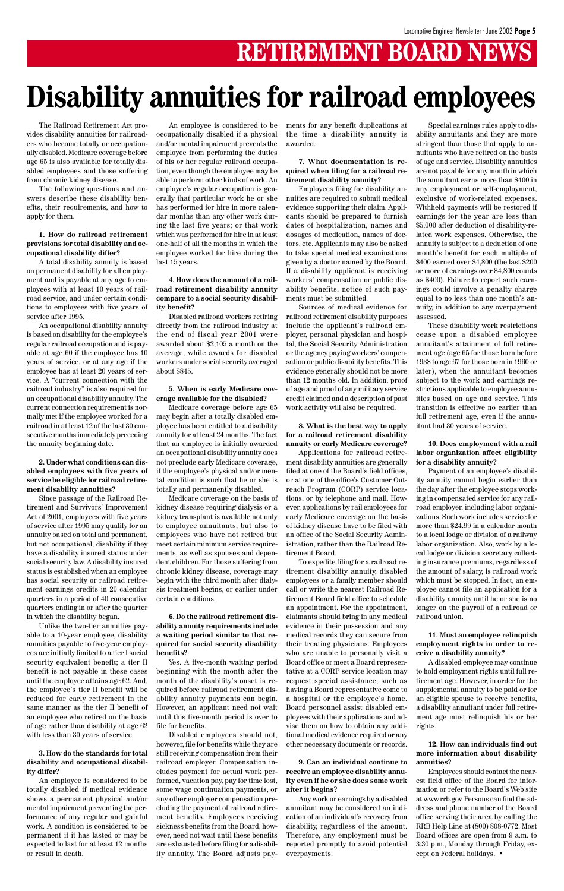# RETIREMENT BOARD NEWS

# Disability annuities for railroad employees

The Railroad Retirement Act provides disability annuities for railroaders who become totally or occupationally disabled. Medicare coverage before age 65 is also available for totally disabled employees and those suffering from chronic kidney disease.

The following questions and answers describe these disability benefits, their requirements, and how to apply for them.

**1. How do railroad retirement provisions for total disability and occupational disability differ?**

A total disability annuity is based on permanent disability for all employment and is payable at any age to employees with at least 10 years of railroad service, and under certain conditions to employees with five years of service after 1995.

An occupational disability annuity is based on disability for the employee's regular railroad occupation and is payable at age 60 if the employee has 10 years of service, or at any age if the employee has at least 20 years of service. A "current connection with the railroad industry" is also required for an occupational disability annuity. The current connection requirement is normally met if the employee worked for a railroad in at least 12 of the last 30 consecutive months immediately preceding the annuity beginning date.

**2. Under what conditions can disabled employees with five years of service be eligible for railroad retirement disability annuities?**

Since passage of the Railroad Retirement and Survivors' Improvement Act of 2001, employees with five years of service after 1995 may qualify for an annuity based on total and permanent, but not occupational, disability if they have a disability insured status under social security law. A disability insured status is established when an employee has social security or railroad retirement earnings credits in 20 calendar quarters in a period of 40 consecutive quarters ending in or after the quarter in which the disability began.

Unlike the two-tier annuities payable to a 10-year employee, disability annuities payable to five-year employees are initially limited to a tier I social security equivalent benefit; a tier II benefit is not payable in these cases until the employee attains age 62. And, the employee's tier II benefit will be reduced for early retirement in the same manner as the tier II benefit of an employee who retired on the basis of age rather than disability at age 62 with less than 30 years of service.

**3. How do the standards for total disability and occupational disability differ?**

An employee is considered to be totally disabled if medical evidence shows a permanent physical and/or mental impairment preventing the performance of any regular and gainful work. A condition is considered to be permanent if it has lasted or may be expected to last for at least 12 months or result in death.

An employee is considered to be occupationally disabled if a physical and/or mental impairment prevents the employee from performing the duties of his or her regular railroad occupation, even though the employee may be able to perform other kinds of work. An employee's regular occupation is generally that particular work he or she has performed for hire in more calendar months than any other work during the last five years; or that work which was performed for hire in at least one-half of all the months in which the employee worked for hire during the last 15 years.

**4. How does the amount of a railroad retirement disability annuity compare to a social security disability benefit?**

Disabled railroad workers retiring directly from the railroad industry at the end of fiscal year 2001 were awarded about $2,105 a month on the average, while awards for disabled workers under social security averaged about $845.

**5. When is early Medicare coverage available for the disabled?**

Medicare coverage before age 65 may begin after a totally disabled employee has been entitled to a disability annuity for at least 24 months. The fact that an employee is initially awarded an occupational disability annuity does not preclude early Medicare coverage, if the employee's physical and/or mental condition is such that he or she is totally and permanently disabled.

Medicare coverage on the basis of kidney disease requiring dialysis or a kidney transplant is available not only to employee annuitants, but also to employees who have not retired but meet certain minimum service requirements, as well as spouses and dependent children. For those suffering from chronic kidney disease, coverage may begin with the third month after dialysis treatment begins, or earlier under certain conditions.

**6. Do the railroad retirement disability annuity requirements include a waiting period similar to that required for social security disability benefits?**

Yes. A five-month waiting period beginning with the month after the month of the disability's onset is required before railroad retirement disability annuity payments can begin. However, an applicant need not wait until this five-month period is over to file for benefits.

Disabled employees should not, however, file for benefits while they are still receiving compensation from their railroad employer. Compensation includes payment for actual work performed, vacation pay, pay for time lost, some wage continuation payments, or any other employer compensation precluding the payment of railroad retirement benefits. Employees receiving sickness benefits from the Board, however, need not wait until these benefits are exhausted before filing for a disability annuity. The Board adjusts payments for any benefit duplications at the time a disability annuity is awarded.

**7. What documentation is required when filing for a railroad retirement disability annuity?**

Employees filing for disability annuities are required to submit medical evidence supporting their claim. Applicants should be prepared to furnish dates of hospitalization, names and dosages of medication, names of doctors, etc. Applicants may also be asked to take special medical examinations given by a doctor named by the Board. If a disability applicant is receiving workers' compensation or public disability benefits, notice of such payments must be submitted.

Sources of medical evidence for railroad retirement disability purposes include the applicant's railroad employer, personal physician and hospital, the Social Security Administration or the agency paying workers' compensation or public disability benefits. This evidence generally should not be more than 12 months old. In addition, proof of age and proof of any military service credit claimed and a description of past work activity will also be required.

**8. What is the best way to apply for a railroad retirement disability annuity or early Medicare coverage?**

Applications for railroad retirement disability annuities are generally filed at one of the Board's field offices, or at one of the office's Customer Outreach Program (CORP) service locations, or by telephone and mail. However, applications by rail employees for early Medicare coverage on the basis of kidney disease have to be filed with an office of the Social Security Administration, rather than the Railroad Retirement Board.

To expedite filing for a railroad retirement disability annuity, disabled employees or a family member should call or write the nearest Railroad Retirement Board field office to schedule an appointment. For the appointment, claimants should bring in any medical evidence in their possession and any medical records they can secure from their treating physicians. Employees who are unable to personally visit a Board office or meet a Board representative at a CORP service location may request special assistance, such as having a Board representative come to a hospital or the employee's home. Board personnel assist disabled employees with their applications and advise them on how to obtain any additional medical evidence required or any other necessary documents or records.

**9. Can an individual continue to receive an employee disability annuity even if he or she does some work after it begins?**

Any work or earnings by a disabled annuitant may be considered an indication of an individual's recovery from disability, regardless of the amount. Therefore, any employment must be reported promptly to avoid potential overpayments.

Special earnings rules apply to disability annuitants and they are more stringent than those that apply to annuitants who have retired on the basis of age and service. Disability annuities are not payable for any month in which the annuitant earns more than $400 in any employment or self-employment, exclusive of work-related expenses. Withheld payments will be restored if earnings for the year are less than $5,000 after deduction of disability-related work expenses. Otherwise, the annuity is subject to a deduction of one month's benefit for each multiple of $400 earned over $4,800 (the last $200 or more of earnings over $4,800 counts as $400). Failure to report such earnings could involve a penalty charge equal to no less than one month's annuity, in addition to any overpayment assessed.

These disability work restrictions cease upon a disabled employee annuitant's attainment of full retirement age (age 65 for those born before 1938 to age 67 for those born in 1960 or later), when the annuitant becomes subject to the work and earnings restrictions applicable to employee annuities based on age and service. This transition is effective no earlier than full retirement age, even if the annuitant had 30 years of service.

**10. Does employment with a rail labor organization affect eligibility for a disability annuity?**

Payment of an employee's disability annuity cannot begin earlier than the day after the employee stops working in compensated service for any railroad employer, including labor organizations. Such work includes service for more than $24.99 in a calendar month to a local lodge or division of a railway labor organization. Also, work by a local lodge or division secretary collecting insurance premiums, regardless of the amount of salary, is railroad work which must be stopped. In fact, an employee cannot file an application for a disability annuity until he or she is no longer on the payroll of a railroad or railroad union.

**11. Must an employee relinquish employment rights in order to receive a disability annuity?**

A disabled employee may continue to hold employment rights until full retirement age. However, in order for the supplemental annuity to be paid or for an eligible spouse to receive benefits, a disability annuitant under full retirement age must relinquish his or her rights.

**12. How can individuals find out more information about disability annuities?**

Employees should contact the nearest field office of the Board for information or refer to the Board's Web site at www.rrb.gov. Persons can find the address and phone number of the Board office serving their area by calling the RRB Help Line at (800) 808-0772. Most Board offices are open from 9 a.m. to 3:30 p.m., Monday through Friday, except on Federal holidays. •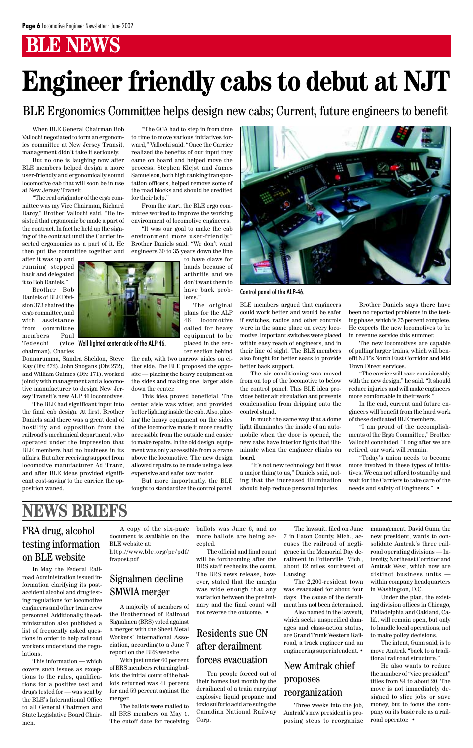# BLE NEWS

# Engineer friendly cabs to debut at NJT

## BLE Ergonomics Committee helps design new cabs; Current, future engineers to benefit

When BLE General Chairman Bob Vallochi negotiated to form an ergonomics committee at New Jersey Transit, management didn't take it seriously.

But no one is laughing now after BLE members helped design a more user-friendly and ergonomically sound locomotive cab that will soon be in use at New Jersey Transit.

"The real originator of the ergo committee was my Vice Chairman, Richard Darcy," Brother Vallochi said. "He insisted that ergonomic be made a part of the contract. In fact he held up the signing of the contract until the Carrier inserted ergonomics as a part of it. He then put the committee together and after it was up and running stepped back and delegated it to Bob Daniels."

Brother Bob Daniels of BLE Division 373 chaired the ergo committee, and with assistance from committee members Paul Tedeschi (vice chairman), Charles Donnarumma, Sandra Sheldon, Steve Kay (Div. 272), John Snogans (Div. 272), and William Guimes (Div. 171), worked jointly with management and a locomotive manufacturer to design New Jersey Transit's new ALP 46 locomotives.

Well lighted center aisle of the ALP-46.

The BLE had significant input into the final cab design. At first, Brother Daniels said there was a great deal of hostility and opposition from the railroad's mechanical department, who operated under the impression that BLE members had no business in its affairs. But after receiving support from locomotive manufacturer Ad Tranz, and after BLE ideas provided significant cost-saving to the carrier, the opposition waned.

"The GCA had to step in from time to time to move various initiatives forward," Vallochi said. "Once the Carrier realized the benefits of our input they came on board and helped move the process. Stephen Klejst and James Samuelson, both high ranking transportation officers, helped remove some of the road blocks and should be credited for their help."

From the start, the BLE ergo committee worked to improve the working environment of locomotive engineers.

"It was our goal to make the cab environment more user-friendly," Brother Daniels said. "We don't want engineers 30 to 35 years down the line to have claws for hands because of arthritis and we don't want them to have back problems."

The original plans for the ALP 46 locomotive called for heavy equipment to be placed in the center section behind the cab, with two narrow aisles on either side. The BLE proposed the opposite — placing the heavy equipment on the sides and making one, larger aisle down the center.

This idea proved beneficial. The center aisle was wider, and provided better lighting inside the cab. Also, placing the heavy equipment on the sides of the locomotive made it more readily accessible from the outside and easier to make repairs. In the old design, equipment was only accessible from a crane above the locomotive. The new design allowed repairs to be made using a less expensive and safer tow motor.

But more importantly, the BLE fought to standardize the control panel. BLE members argued that engineers could work better and would be safer if switches, radios and other controls were in the same place on every locomotive. Important switches were placed within easy reach of engineers, and in their line of sight. The BLE members also fought for better seats to provide better back support.

Control panel of the ALP-46.

The air conditioning was moved from on top of the locomotive to below the control panel. This BLE idea provides better air circulation and prevents condensation from dripping onto the control stand.

In much the same way that a dome light illuminates the inside of an automobile when the door is opened, the new cabs have interior lights that illuminate when the engineer climbs on board.

"It's not new technology, but it was a major thing to us," Daniels said, noting that the increased illumination should help reduce personal injuries.

Brother Daniels says there have been no reported problems in the testing phase, which is 75 percent complete. He expects the new locomotives to be in revenue service this summer.

The new locomotives are capable of pulling larger trains, which will benefit NJT's North East Corridor and Mid Town Direct services.

"The carrier will save considerably with the new design," he said. "It should reduce injuries and will make engineers more comfortable in their work."

In the end, current and future engineers will benefit from the hard work of these dedicated BLE members.

"I am proud of the accomplishments of the Ergo Committee," Brother Vallochi concluded. "Long after we are retired, our work will remain.

"Today's union needs to become more involved in these types of initiatives. We can not afford to stand by and wait for the Carriers to take care of the needs and safety of Engineers." •

# NEWS BRIEFS

## FRA drug, alcohol testing information on BLE website

In May, the Federal Railroad Administration issued information clarifying its post-accident alcohol and drug testing regulations for locomotive engineers and other train crew personnel. Additionally, the administration also published a list of frequently asked questions in order to help railroad workers understand the regulations.

This information — which covers such issues as exceptions to the rules, qualifications for a positive test and drugs tested for — was sent by the BLE's International Office to all General Chairmen and State Legislative Board Chairmen.

A copy of the six-page document is available on the BLE website at: http://www.ble.org/pr/pdf/frapost.pdf

## Signalmen decline SMWIA merger

A majority of members of the Brotherhood of Railroad Signalmen (BRS) voted against a merger with the Sheet Metal Workers' International Association, according to a June 7 report on the BRS website.

With just under 60 percent of BRS members returning ballots, the initial count of the ballots returned was 41 percent for and 59 percent against the merger.

The ballots were mailed to all BRS members on May 1. The cutoff date for receiving ballots was June 6, and no more ballots are being accepted.

The official and final count will be forthcoming after the BRS staff rechecks the count. The BRS news release, however, stated that the margin was wide enough that any variation between the preliminary and the final count will not reverse the outcome. •

## Residents sue CN after derailment forces evacuation

Ten people forced out of their homes last month by the derailment of a train carrying explosive liquid propane and toxic sulfuric acid are suing the Canadian National Railway Corp.

The lawsuit, filed on June 7 in Eaton County, Mich., accuses the railroad of negligence in the Memorial Day derailment in Potterville, Mich., about 12 miles southwest of Lansing.

The 2,200-resident town was evacuated for about four days. The cause of the derailment has not been determined.

Also named in the lawsuit, which seeks unspecified damages and class-action status, are Grand Trunk Western Railroad, a track engineer and an engineering superintendent. •

## New Amtrak chief proposes reorganization

Three weeks into the job, Amtrak's new president is proposing steps to reorganize management. David Gunn, the new president, wants to consolidate Amtrak's three railroad operating divisions — Intercity, Northeast Corridor and Amtrak West, which now are distinct business units — within company headquarters in Washington, D.C.

Under the plan, the existing division offices in Chicago, Philadelphia and Oakland, Calif., will remain open, but only to handle local operations, not to make policy decisions.

The intent, Gunn said, is to move Amtrak "back to a traditional railroad structure."

He also wants to reduce the number of "vice president" titles from 84 to about 20. The move is not immediately designed to slice jobs or save money, but to focus the company on its basic role as a railroad operator. •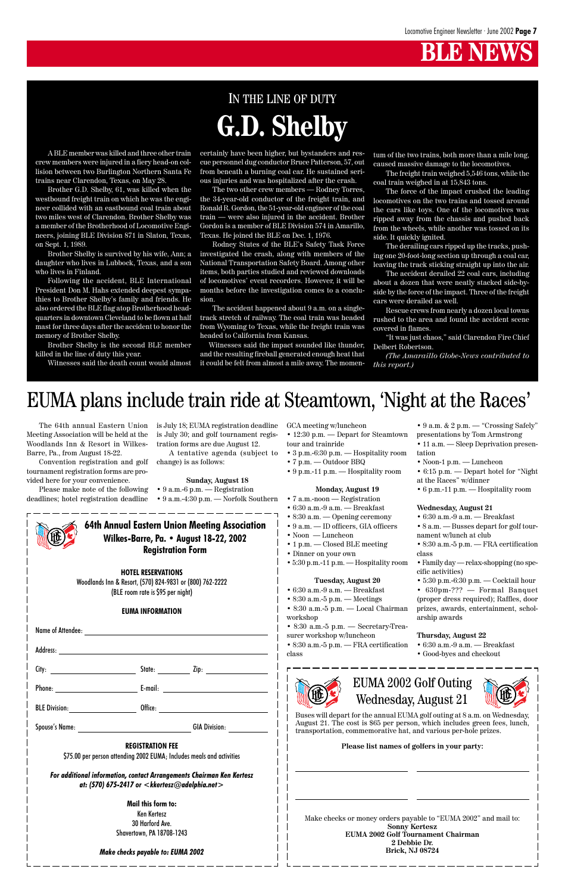# BLE NEWS

## IN THE LINE OF DUTY

# G.D. Shelby

A BLE member was killed and three other train crew members were injured in a fiery head-on collision between two Burlington Northern Santa Fe trains near Clarendon, Texas, on May 28.

Brother G.D. Shelby, 61, was killed when the westbound freight train on which he was the engineer collided with an eastbound coal train about two miles west of Clarendon. Brother Shelby was a member of the Brotherhood of Locomotive Engineers, joining BLE Division 871 in Slaton, Texas, on Sept. 1, 1989.

Brother Shelby is survived by his wife, Ann; a daughter who lives in Lubbock, Texas, and a son who lives in Finland.

Following the accident, BLE International President Don M. Hahs extended deepest sympathies to Brother Shelby's family and friends. He also ordered the BLE flag atop Brotherhood headquarters in downtown Cleveland to be flown at half mast for three days after the accident to honor the memory of Brother Shelby.

Brother Shelby is the second BLE member killed in the line of duty this year.

Witnesses said the death count would almost certainly have been higher, but bystanders and rescue personnel dug conductor Bruce Patterson, 57, out from beneath a burning coal car. He sustained serious injuries and was hospitalized after the crash.

The two other crew members — Rodney Torres, the 34-year-old conductor of the freight train, and Ronald R. Gordon, the 51-year-old engineer of the coal train — were also injured in the accident. Brother Gordon is a member of BLE Division 574 in Amarillo, Texas. He joined the BLE on Dec. 1, 1976.

Rodney Stutes of the BLE's Safety Task Force investigated the crash, along with members of the National Transportation Safety Board. Among other items, both parties studied and reviewed downloads of locomotives' event recorders. However, it will be months before the investigation comes to a conclusion.

The accident happened about 9 a.m. on a single-track stretch of railway. The coal train was headed from Wyoming to Texas, while the freight train was headed to California from Kansas.

Witnesses said the impact sounded like thunder, and the resulting fireball generated enough heat that it could be felt from almost a mile away. The momentum of the two trains, both more than a mile long, caused massive damage to the locomotives.

The freight train weighed 5,546 tons, while the coal train weighed in at 15,843 tons.

The force of the impact crushed the leading locomotives on the two trains and tossed around the cars like toys. One of the locomotives was ripped away from the chassis and pushed back from the wheels, while another was tossed on its side. It quickly ignited.

The derailing cars ripped up the tracks, pushing one 20-foot-long section up through a coal car, leaving the track sticking straight up into the air.

The accident derailed 22 coal cars, including about a dozen that were neatly stacked side-by-side by the force of the impact. Three of the freight cars were derailed as well.

Rescue crews from nearly a dozen local towns rushed to the area and found the accident scene covered in flames.

"It was just chaos," said Clarendon Fire Chief Delbert Robertson.

*(The Amaraillo Globe-News contributed to this report.)*

# EUMA plans include train ride at Steamtown, 'Night at the Races'

The 64th annual Eastern Union Meeting Association will be held at the Woodlands Inn & Resort in Wilkes-Barre, Pa., from August 18-22.

Convention registration and golf tournament registration forms are provided here for your convenience.

Please make note of the following deadlines; hotel registration deadline is July 18; EUMA registration deadline is July 30; and golf tournament registration forms are due August 12.

A tentative agenda (subject to change) is as follows:

**Sunday, August 18**

- 9 a.m.-6 p.m. — Registration
- 9 a.m.-4:30 p.m. — Norfolk Southern GCA meeting w/luncheon
- 12:30 p.m. — Depart for Steamtown tour and trainride
- 3 p.m.-6:30 p.m. — Hospitality room
- 7 p.m. — Outdoor BBQ
- 9 p.m.-11 p.m. — Hospitality room

**Monday, August 19**

- 7 a.m.-noon — Registration
- 6:30 a.m.-9 a.m. — Breakfast
- 8:30 a.m. — Opening ceremony
- 9 a.m. — ID officers, GIA officers
- Noon — Luncheon
- 1 p.m. — Closed BLE meeting
- Dinner on your own
- 5:30 p.m.-11 p.m. — Hospitality room

**Tuesday, August 20**

- 6:30 a.m.-9 a.m. — Breakfast
- 8:30 a.m.-5 p.m. — Meetings
- 8:30 a.m.-5 p.m. — Local Chairman workshop
- 8:30 a.m.-5 p.m. — Secretary-Treasurer workshop w/luncheon
- 8:30 a.m.-5 p.m. — FRA certification class
- 9 a.m. & 2 p.m. — "Crossing Safely" presentations by Tom Armstrong
- 11 a.m. — Sleep Deprivation presentation
- Noon-1 p.m. — Luncheon
- 6:15 p.m. — Depart hotel for "Night at the Races" w/dinner
- 6 p.m.-11 p.m. — Hospitality room

**Wednesday, August 21**

- 6:30 a.m.-9 a.m. — Breakfast
- 8 a.m. — Busses depart for golf tournament w/lunch at club
- 8:30 a.m.-5 p.m. — FRA certification class
- Family day — relax-shopping (no specific activities)
- 5:30 p.m.-6:30 p.m. — Cocktail hour
- 630pm-??? — Formal Banquet (proper dress required); Raffles, door prizes, awards, entertainment, scholarship awards

**Thursday, August 22**

- 6:30 a.m.-9 a.m. — Breakfast
- Good-byes and checkout

---

## 64th Annual Eastern Union Meeting Association
### Wilkes-Barre, Pa. • August 18-22, 2002
### Registration Form

**HOTEL RESERVATIONS**

Woodlands Inn & Resort, (570) 824-9831 or (800) 762-2222
(BLE room rate is $95 per night)

**EUMA INFORMATION**

Name of Attendee: ____________________

Address: ____________________

City: __________ State: ______ Zip: ______

Phone: __________ E-mail: __________

BLE Division: __________ Office: __________

Spouse's Name: __________ GIA Division: ______

**REGISTRATION FEE**

$75.00 per person attending 2002 EUMA; Includes meals and activities

***For additional information, contact Arrangements Chairman Ken Kertesz at: (570) 675-2417 or <kkertesz@adelphia.net>***

**Mail this form to:**

Ken Kertesz
30 Harford Ave.
Shavertown, PA 18708-1243

***Make checks payable to: EUMA 2002***

---

## EUMA 2002 Golf Outing
## Wednesday, August 21

Buses will depart for the annual EUMA golf outing at 8 a.m. on Wednesday, August 21. The cost is $65 per person, which includes green fees, lunch, transportation, commemorative hat, and various per-hole prizes.

**Please list names of golfers in your party:**

____________________ ____________________

____________________ ____________________

Make checks or money orders payable to "EUMA 2002" and mail to:
**Sonny Kertesz**
**EUMA 2002 Golf Tournament Chairman**
**2 Debbie Dr.**
**Brick, NJ 08724**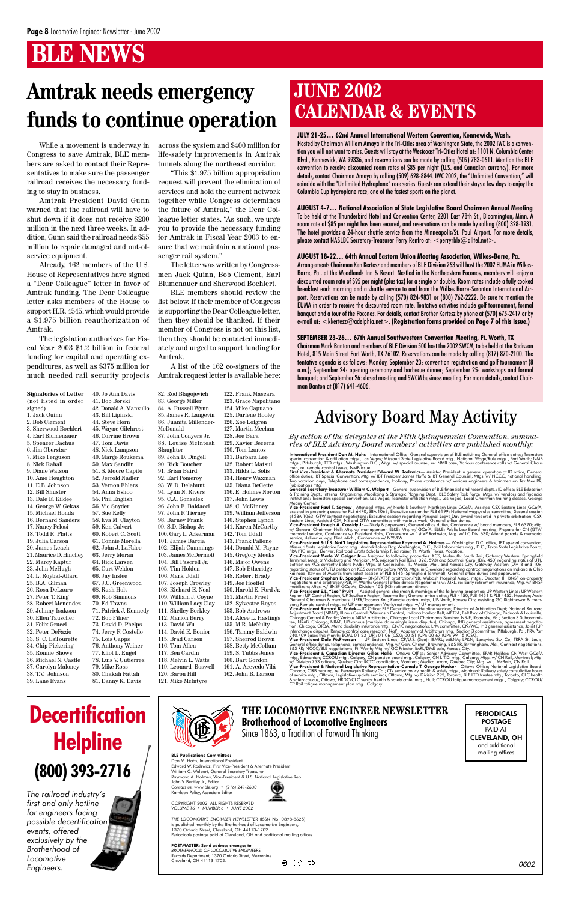# BLE NEWS

## Amtrak needs emergency funds to continue operation

While a movement is underway in Congress to save Amtrak, BLE members are asked to contact their Representatives to make sure the passenger railroad receives the necessary funding to stay in business.

Amtrak President David Gunn warned that the railroad will have to shut down if it does not receive $200 million in the next three weeks. In addition, Gunn said the railroad needs $55 million to repair damaged and out-of-service equipment.

Already, 162 members of the U.S. House of Representatives have signed a "Dear Colleague" letter in favor of Amtrak funding. The Dear Colleague letter asks members of the House to support H.R. 4545, which would provide a $1.975 billion reauthorization of Amtrak.

The legislation authorizes for Fiscal Year 2003 $1.2 billion in federal funding for capital and operating expenditures, as well as $375 million for much needed rail security projects across the system and $400 million for life-safety improvements in Amtrak tunnels along the northeast corridor.

"This $1.975 billion appropriation request will prevent the elimination of services and hold the current network together while Congress determines the future of Amtrak," the Dear Colleague letter states. "As such, we urge you to provide the necessary funding for Amtrak in Fiscal Year 2003 to ensure that we maintain a national passenger rail system."

The letter was written by Congressmen Jack Quinn, Bob Clement, Earl Blumenauer and Sherwood Boehlert.

BLE members should review the list below. If their member of Congress is supporting the Dear Colleague letter, then they should be thanked. If their member of Congress is not on this list, then they should be contacted immediately and urged to support funding for Amtrak.

A list of the 162 co-signers of the Amtrak request letter is available here:

**Signatories of Letter** (not listed in order signed)

1. Jack Quinn
2. Bob Clement
3. Sherwood Boehlert
4. Earl Blumenauer
5. Spencer Bachus
6. Jim Oberstar
7. Mike Ferguson
8. Nick Rahall
9. Diane Watson
10. Amo Houghton
11. E.B. Johnson
12. Bill Shuster
13. Dale E. Kildee
14. George W. Gekas
15. Michael Honda
16. Bernard Sanders
17. Nancy Pelosi
18. Todd R. Platts
19. Julia Carson
20. James Leach
21. Maurice D. Hinchey
22. Marcy Kaptur
23. John McHugh
24. L. Roybal-Allard
25. B.A. Gilman
26. Rosa DeLauro
27. Peter T. King
28. Robert Menendez
29. Johnny Isakson
30. Ellen Tauscher
31. Felix Grucci
32. Peter DeFazio
33. S. C. LaTourette
34. Chip Pickering
35. Ronnie Shows
36. Michael N. Castle
37. Carolyn Maloney
38. T.V. Johnson
39. Lane Evans
40. Jo Ann Davis
41. Bob Borski
42. Donald A. Manzullo
43. Bill Lipinski
44. Steve Horn
45. Wayne Gilchrest
46. Corrine Brown
47. Tom Davis
48. Nick Lampson
49. Marge Roukema
50. Max Sandlin
51. S. Moore Capito
52. Jerrold Nadler
53. Vernon Ehlers
54. Anna Eshoo
55. Phil English
56. Vic Snyder
57. Sue Kelly
58. Eva M. Clayton
59. Ken Calvert
60. Robert C. Scott
61. Connie Morella
62. John J. LaFalce
63. Jerry Moran
64. Rick Larsen
65. Curt Weldon
66. Jay Inslee
67. J.C. Greenwood
68. Rush Holt
69. Rob Simmons
70. Ed Towns
71. Patrick J. Kennedy
72. Bob Filner
73. David D. Phelps
74. Jerry F. Costello
75. Lois Capps
76. Anthony Weiner
77. Eliot L. Engel
78. Luis V. Gutierrez
79. Mike Ross
80. Chakah Fattah
81. Danny K. Davis
82. Rod Blagojevich
83. George Miller
84. A. Russell Wynn
85. James R. Langevin
86. Juanita Millender-McDonald
87. John Conyers Jr.
88. Louise McIntosh Slaughter
89. John D. Dingell
90. Rick Boucher
91. Brian Baird
92. Earl Pomeroy
93. W. D. Delahunt
94. Lynn N. Rivers
95. C.A. Gonzalez
96. John E. Baldacci
97. John F. Tierney
98. Barney Frank
99. S.D. Bishop Jr.
100. Gary L. Ackerman
101. James Barcia
102. Elijah Cummings
103. James McDermott
104. Bill Pascrell Jr.
105. Tim Holden
106. Mark Udall
107. Joseph Crowley
108. Richard E. Neal
109. William J. Coyne
110. William Lacy Clay
111. Shelley Berkley
112. Marion Berry
113. David Wu
114. David E. Bonior
115. Brad Carson
116. Tom Allen
117. Ben Cardin
118. Melvin L. Watts
119. Leonard Boswell
120. Baron Hill
121. Mike McIntyre
122. Frank Mascara
123. Grace Napolitano
124. Mike Capuano
125. Darlene Hooley
126. Zoe Lofgren
127. Martin Meehan
128. Joe Baca
129. Xavier Becerra
130. Tom Lantos
131. Barbara Lee
132. Robert Matsui
133. Hilda L. Solis
134. Henry Waxman
135. Diana DeGette
136. E. Holmes Norton
137. John Lewis
138. C. McKinney
139. William Jefferson
140. Stephen Lynch
141. Karen McCarthy
142. Tom Udall
143. Frank Pallone
144. Donald M. Payne
145. Gregory Meeks
146. Major Owens
147. Bob Etheridge
148. Robert Brady
149. Joe Hoeffel
150. Harold E. Ford Jr.
151. Martin Frost
152. Sylvestre Reyes
153. Bob Andrews
154. Alcee L. Hastings
155. M.R. McNulty
156. Tammy Baldwin
157. Sherrod Brown
158. Betty McCollum
159. S. Tubbs Jones
160. Bart Gordon
161. A. Acevedo-Vilá
162. John B. Larson

## JUNE 2002 CALENDAR & EVENTS

**JULY 21-25... 62nd Annual International Western Convention, Kennewick, Wash.**
Hosted by Chairman William Amaya in the Tri-Cities area of Washington State, the 2002 IWC is a convention you will not want to miss. Guests will stay at the Westcoast Tri-Cities Hotel at: 1101 N. Columbia Center Blvd., Kennewick, WA 99336, and reservations can be made by calling (509) 783-0611. Mention the BLE convention to receive discounted room rates of $85 per night (U.S. and Canadian currency). For more details, contact Chairman Amaya by calling (509) 628-8844. IWC 2002, the "Unlimited Convention," will coincide with the "Unlimited Hydroplane" race series. Guests can extend their stays a few days to enjoy the Columbia Cup hydroplane race, one of the fastest sports on the planet.

**AUGUST 4-7... National Association of State Legislative Board Chairmen Annual Meeting**
To be held at the Thunderbird Hotel and Convention Center, 2201 East 78th St., Bloomington, Minn. A room rate of $85 per night has been secured, and reservations can be made by calling (800) 328-1931. The hotel provides a 24-hour shuttle service from the Minneapolis/St. Paul Airport. For more details, please contact NASLBC Secretary-Treasurer Perry Renfro at: <perryrble@alltel.net>.

**AUGUST 18-22... 64th Annual Eastern Union Meeting Association, Wilkes-Barre, Pa.**
Arrangements Chairman Ken Kertesz and members of BLE Division 263 will host the 2002 EUMA in Wilkes-Barre, Pa., at the Woodlands Inn & Resort. Nestled in the Northeastern Poconos, members will enjoy a discounted room rate of $95 per night (plus tax) for a single or double. Room rates include a fully cooked breakfast each morning and a shuttle service to and from the Wilkes Barre-Scranton International Airport. Reservations can be made by calling (570) 824-9831 or (800) 762-2222. Be sure to mention the EUMA in order to receive the discounted room rate. Tentative activities include golf tournament, formal banquet and a tour of the Poconos. For details, contact Brother Kertesz by phone at (570) 675-2417 or by e-mail at: <kkertesz@adelphia.net>. **(Registration forms provided on Page 7 of this issue.)**

**SEPTEMBER 23-26... 67th Annual Southwestern Convention Meeting, Ft. Worth, TX**
Chairman Mark Banton and members of BLE Division 500 host the 2002 SWCM, to be held at the Radisson Hotel, 815 Main Street Fort Worth, TX 76102. Reservations can be made by calling (817) 870-2100. The tentative agenda is as follows: Monday, September 23: convention registration and golf tournament (8 a.m.); September 24: opening ceremony and barbecue dinner; September 25: workshops and formal banquet; and September 26: closed meeting and SWCM business meeting. For more details, contact Chairman Banton at (817) 641-4606.

## Advisory Board May Activity

*By action of the delegates at the Fifth Quinquennial Convention, summaries of BLE Advisory Board members' activities are published monthly:*

**International President Don M. Hahs**—International Office: General supervision of BLE activities; General office duties; Teamsters special convention & affiliation mtgs., Las Vegas; Missouri State Legislative Board mtg.; National Wage/Rule mtgs., Fort Worth; NMB mtgs., Pittsburgh; TTD mtgs., Washington D.C.; Mtgs. w/ special counsel, re: NMB case; Various conference calls w/ General Chairmen, re: remote control issues, NMB issue.

**First Vice-President & Alternate President Edward W. Rodzwicz**— Assisted President in general operation of ID office; General office duties; IBT Special Convention; Mtg. w/ IBT President James Hoffa & IBT General Counsel; Mtgs. w/ NCCC, national handling; Two vacation days; Telephone and correspondence; Holiday; Phone conference w/ various engineers & trainmen on Tex Mex RR; Publications mtg.

**General Secretary-Treasurer William C. Walpert**—General supervision of BLE financial and record depts.; ID office; BLE Education & Training Dept.; Internal Organizing, Mobilizing & Strategic Planning Dept.; BLE Safety Task Force; Mtgs. w/ vendors and financial institutions; Teamsters special convention, Las Vegas; Teamster affiliation mtgs., Las Vegas; Local Chairman training classes, George Meany Center.

**Vice-President Paul T. Sorrow**—Attended mtgs. w/ Norfolk Southern-Northern Lines GCofA; Assisted CSX-Eastern Lines GCofA, assisted in preparing case for PLB 6470, SBA 1063; Executive session for PLB 6199; National wage/rules committee; Second session of SBA 1063; GTW contract negotiations; Executive session regarding Personal Leave Day award rendered in private arbitration, CSX-Eastern Lines; Assisted CSX, NS and GTW committees with various work; General office duties.

**Vice-President Joseph A. Cassidy Jr.**— Study & paperwork; General office duties; Conference w/ board members, PLB 6320; Mtg. w/ General Chairman Hall, GTW; Mtg. w/ management, EJ&E; Mtg. w/ GCofA, EJ&E; Public Law Board hearing; Prepare for CN (GTW) memorial service; Conference w/ President Hahs; Conference w/ 1st VP Rodzwicz; Mtg. w/ LC Div. 630; Attend parade & memorial service, deliver eulogy, Flint, Mich.; Conference w/ NYS&W.

**Vice-President & U.S. Nat'l Legislative Representative Raymond A. Holmes** — Washington D.C. office; IBT special convention; Missouri State Legislative Board mtg.; Amtrak Lobby Day, Washington, D.C.; Rail Labor chiefs mtg., D.C.; Texas State Legislative Board; FRA PTC mtgs., Denver; Railroad Crafts Scholarship fund raiser, Ft. Worth, Texas; Vacation.

**Vice-President Merle W. Geiger Jr.**— Assigned to following properties: KCS; Midsouth; South Rail; Gateway Western; Springfield Terminal; Mtgs. at Vicksburg and Meridian, MS; Midsouth Rail (Div. 326, 593) and Southrail Corp. (Div. 450) regarding status of UTU petition on KCS currently before NMB; Mtgs. at Collinsville, Ill., Mexico, Mo., and Kansas City, Gateway Western (Div. 8 and 109) regarding status of UTU petition on KCS currently before NMB; Mtgs. in Cleveland regarding contract negotiations on Indiana & Ohio Railroad; Review of Awards from latest session of PLB 6145 (Springfield Terminal); General office duties and paperwork.

**Vice-President Stephen D. Speagle**— BNSF/ATSF arbitration/PLB; Wabash Hospital Assoc. mtgs., Decatur, Ill; BNSF on-property negotiations and arbitration/PLB, Ft. Worth; General office duties; Negotiations w/ MRL, re: Early retirement insurance; Mtg. w/ BNSF mobilizers; Mtgs. w/ BNSF GCofAs; Division 155 (NS) retirement dinner.

**Vice-President E.L. "Lee" Pruitt** — Assisted general chairmen & members of the following properties: UP-Western Lines; UP-Western Region; UP-Central Region; UP-Southern Region; Tacoma Belt; General office duties; PLB 4450, PLB 4451 & PLB 4452, Houston; Assist General Chairmen & members, UPRR/Tacoma Rail; Remote control mtgs, UP-North, Kansas City, assisting GC Rightnowar & members; Remote control mtgs. w/ UP management; Work/rest mtgs. w/ UP management.

**Vice-President Richard K. Radek**— ID Office; BLE Decertification Helpline services; Director of Arbitration Dept; National Railroad Adjustment Board (NRAB); Illinois Central; Wisconsin Central; Indiana Harbor Belt; METRA; Belt Rwy. of Chicago; Paducah & Louisville; Chicago Central & Pacific; Various NRAB arbitration, Chicago; Local Chairman's Seminar, NS-E, Roanoke, Va.; Section 3 Subcommittee, NRAB, Chicago; NRAB, UP-various (multiple claim-single issue disputes), Chicago; IHB general assistance, agreement negotiation, Chicago; ORBA, Metra disability insurance mtg.; CN/IC negotiations; L/M committee, CN/WC; IHB general assistance; Joliet IUP interchange dispute); Remote control case research; Nat'l. Academy of Arbitrators mtg., Section 3 committee, Pittsburgh, Pa.; FRA Part 240.409 cases this month: EQAL 01-23 (UP); 01-06 (CSX); 00-51 (UP); 00-67 (UP); 99-15 (CSX).

**Vice-President Dale McPherson** — UP Eastern Lines; CP/U.S. (Soo); I&MRL; M&NA; LP&N; Longview Sw. Co; TRRA-St. Louis; General office duties, telephone, correspondence; Mtg. w/ Gen. Chrmn. Browning, B&S RR, Birmingham, Ala.; Contract negotiations, B&S RR; NCCC/BLE negotiations, Ft. Worth; Mtg. w/ GC Priester, IMRL/DME sale, Kansas City.

**Vice-President & Canadian Director Gilles Hallé**—Ottawa Office; Senior Advisory Committee, EFAP, Halifax; CN-West GCofA mtg., Edmonton; CCROU mtg., Calgary; CN pension board mtg., Calgary; CN L.T.D. mtg., Calgary; Mtgs. w/ CN Rail, Montreal; Mtg. w/ Division 753 officers, Quebec City; RCTC conciliation, Montreal; Medical exam, Quebec City; Mtg. w/ J. McBain, CN Rail.

**Vice-President & National Legislative Representative-Canada T. George Hucker**—Ottawa Office; National Legislative Board-Canada; CIRB hearing, re: Ferroequis Railway Co.; CN senior policy health & safety mtgs., Montreal; Railway safety consultative hours of service mtg., Ottawa; Legislative update seminar, Ottawa; Mtg. w/ Division 295, Toronto; BLE LTD trustee mtg., Toronto; CLC health & safety caucus, Ottawa; HRDC/CLC senior health & safety cmte. mtg., Hull; CCROU fatigue management mtgs., Calgary; CCROU/CP Rail fatigue management plan mtg., Calgary.

## Decertification Helpline

**(800) 393-2716**

*The railroad industry's first and only hotline for engineers facing possible decertification events, offered exclusively by the Brotherhood of Locomotive Engineers.*

**THE LOCOMOTIVE ENGINEER NEWSLETTER**
**Brotherhood of Locomotive Engineers**
Since 1863, a Tradition of Forward Thinking

**BLE Publications Committee:**
Don M. Hahs, International President
Edward W. Rodzwicz, First Vice-President & Alternate President
William C. Walpert, General Secretary-Treasurer
Raymond A. Holmes, Vice-President & U.S. National Legislative Rep.
John V. Bentley Jr., Editor
*Contact us: www.ble.org • (216) 241-2630*
Kathleen Policy, Associate Editor

COPYRIGHT 2002, ALL RIGHTS RESERVED
VOLUME 16 • NUMBER 6 • JUNE 2002

*THE LOCOMOTIVE ENGINEER NEWSLETTER* (ISSN No. 0898-8625) is published monthly by the Brotherhood of Locomotive Engineers, 1370 Ontario Street, Cleveland, OH 44113-1702. Periodicals postage paid at Cleveland, OH and additional mailing offices.

**POSTMASTER: Send address changes to**
*BROTHERHOOD OF LOCOMOTIVE ENGINEERS*
Records Department, 1370 Ontario Street, Mezzanine
Cleveland, OH 44113-1702.

**PERIODICALS POSTAGE** PAID AT **CLEVELAND, OH** and additional mailing offices

0602